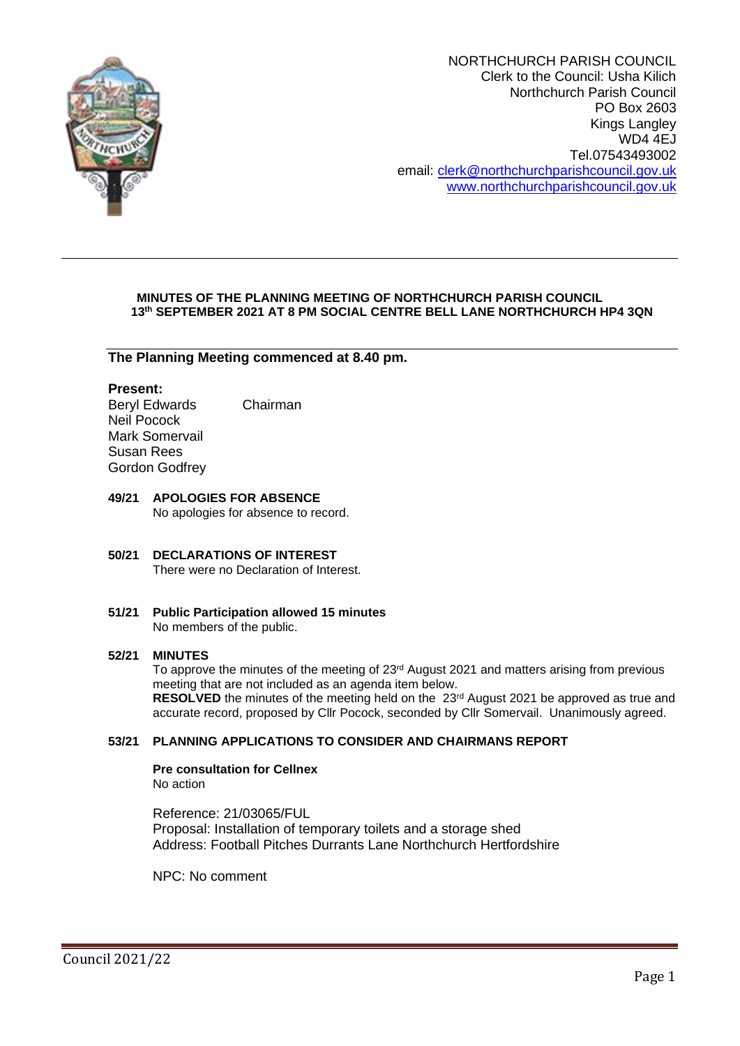NORTHCHURCH PARISH COUNCIL
Clerk to the Council: Usha Kilich
Northchurch Parish Council
PO Box 2603
Kings Langley
WD4 4EJ
Tel.07543493002
email: clerk@northchurchparishcouncil.gov.uk
www.northchurchparishcouncil.gov.uk

**MINUTES OF THE PLANNING MEETING OF NORTHCHURCH PARISH COUNCIL 13th SEPTEMBER 2021 AT 8 PM SOCIAL CENTRE BELL LANE NORTHCHURCH HP4 3QN**

**The Planning Meeting commenced at 8.40 pm.**

**Present:**
Beryl Edwards Chairman
Neil Pocock
Mark Somervail
Susan Rees
Gordon Godfrey

**49/21 APOLOGIES FOR ABSENCE**
No apologies for absence to record.

**50/21 DECLARATIONS OF INTEREST**
There were no Declaration of Interest.

**51/21 Public Participation allowed 15 minutes**
No members of the public.

**52/21 MINUTES**
To approve the minutes of the meeting of 23rd August 2021 and matters arising from previous meeting that are not included as an agenda item below.
**RESOLVED** the minutes of the meeting held on the 23rd August 2021 be approved as true and accurate record, proposed by Cllr Pocock, seconded by Cllr Somervail. Unanimously agreed.

**53/21 PLANNING APPLICATIONS TO CONSIDER AND CHAIRMANS REPORT**

**Pre consultation for Cellnex**
No action

Reference: 21/03065/FUL
Proposal: Installation of temporary toilets and a storage shed
Address: Football Pitches Durrants Lane Northchurch Hertfordshire

NPC: No comment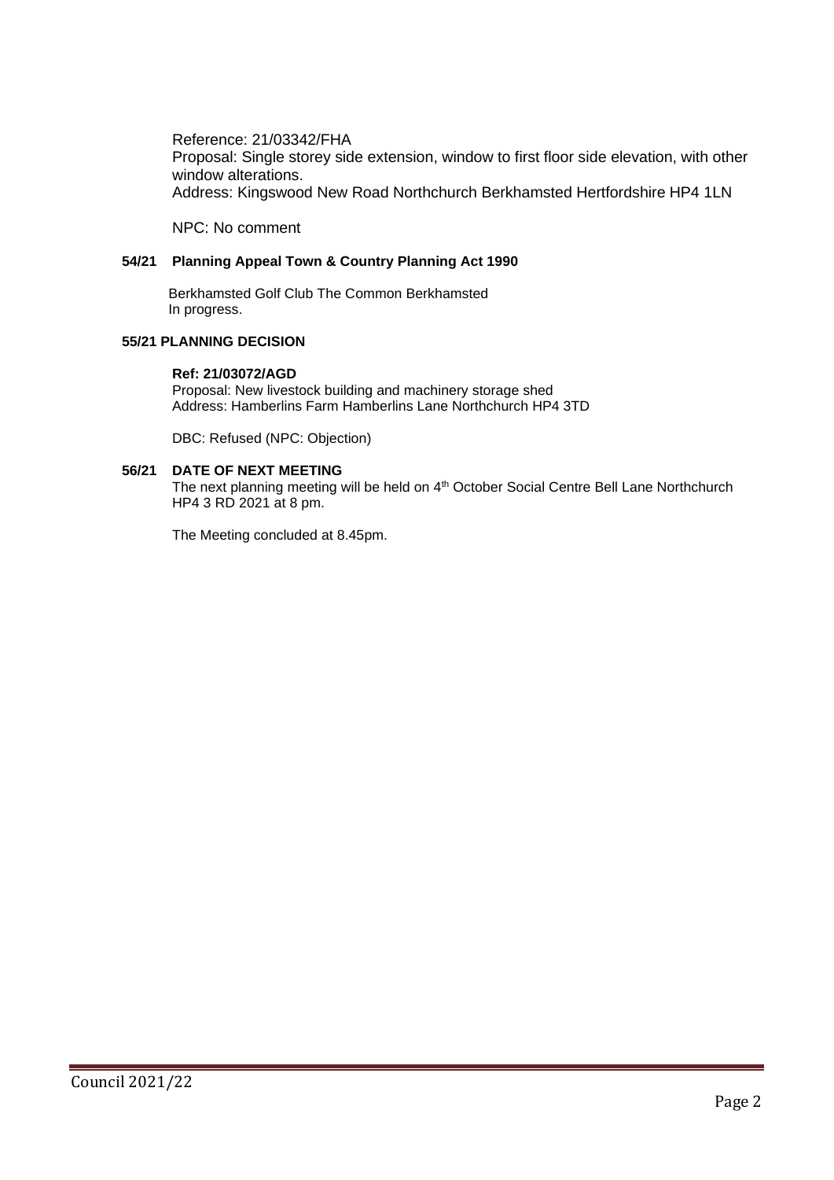Reference: 21/03342/FHA
Proposal: Single storey side extension, window to first floor side elevation, with other window alterations.
Address: Kingswood New Road Northchurch Berkhamsted Hertfordshire HP4 1LN

NPC: No comment

**54/21 Planning Appeal Town & Country Planning Act 1990**

Berkhamsted Golf Club The Common Berkhamsted
In progress.

**55/21 PLANNING DECISION**

**Ref: 21/03072/AGD**
Proposal: New livestock building and machinery storage shed
Address: Hamberlins Farm Hamberlins Lane Northchurch HP4 3TD

DBC: Refused (NPC: Objection)

**56/21 DATE OF NEXT MEETING**
The next planning meeting will be held on 4th October Social Centre Bell Lane Northchurch HP4 3 RD 2021 at 8 pm.

The Meeting concluded at 8.45pm.